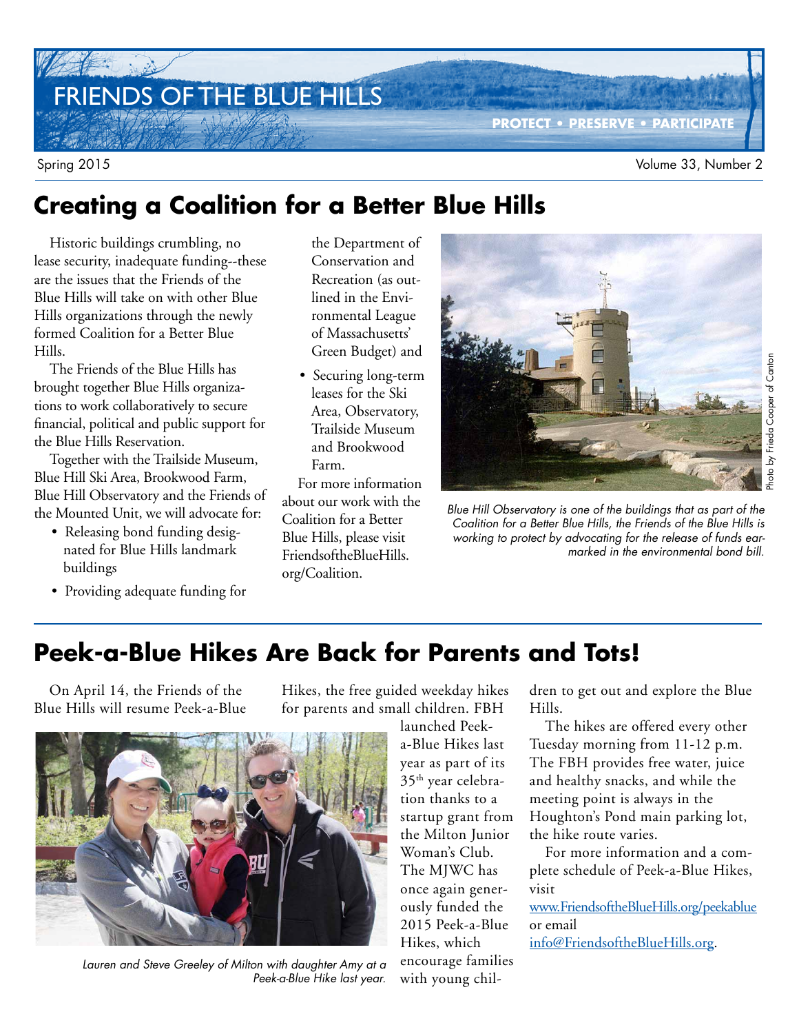# FRIENDS OF THE BLUE HILLS

PROTECT • PRESERVE • PARTICIPATE

Spring 2015 — Volume 33, Number 2

## Creating a Coalition for a Better Blue Hills

Historic buildings crumbling, no lease security, inadequate funding--these are the issues that the Friends of the Blue Hills will take on with other Blue Hills organizations through the newly formed Coalition for a Better Blue Hills.

The Friends of the Blue Hills has brought together Blue Hills organizations to work collaboratively to secure financial, political and public support for the Blue Hills Reservation.

Together with the Trailside Museum, Blue Hill Ski Area, Brookwood Farm, Blue Hill Observatory and the Friends of the Mounted Unit, we will advocate for:

- Releasing bond funding designated for Blue Hills landmark buildings
- Providing adequate funding for the Department of Conservation and Recreation (as outlined in the Environmental League of Massachusetts' Green Budget) and
- Securing long-term leases for the Ski Area, Observatory, Trailside Museum and Brookwood Farm.

For more information about our work with the Coalition for a Better Blue Hills, please visit FriendsoftheBlueHills.org/Coalition.

*Blue Hill Observatory is one of the buildings that as part of the Coalition for a Better Blue Hills, the Friends of the Blue Hills is working to protect by advocating for the release of funds earmarked in the environmental bond bill.*

Photo by Frieda Cooper of Canton

## Peek-a-Blue Hikes Are Back for Parents and Tots!

On April 14, the Friends of the Blue Hills will resume Peek-a-Blue Hikes, the free guided weekday hikes for parents and small children. FBH launched Peek-a-Blue Hikes last year as part of its 35th year celebration thanks to a startup grant from the Milton Junior Woman's Club. The MJWC has once again generously funded the 2015 Peek-a-Blue Hikes, which encourage families with young children to get out and explore the Blue Hills.

*Lauren and Steve Greeley of Milton with daughter Amy at a Peek-a-Blue Hike last year.*

The hikes are offered every other Tuesday morning from 11-12 p.m. The FBH provides free water, juice and healthy snacks, and while the meeting point is always in the Houghton's Pond main parking lot, the hike route varies.

For more information and a complete schedule of Peek-a-Blue Hikes, visit www.FriendsoftheBlueHills.org/peekablue or email info@FriendsoftheBlueHills.org.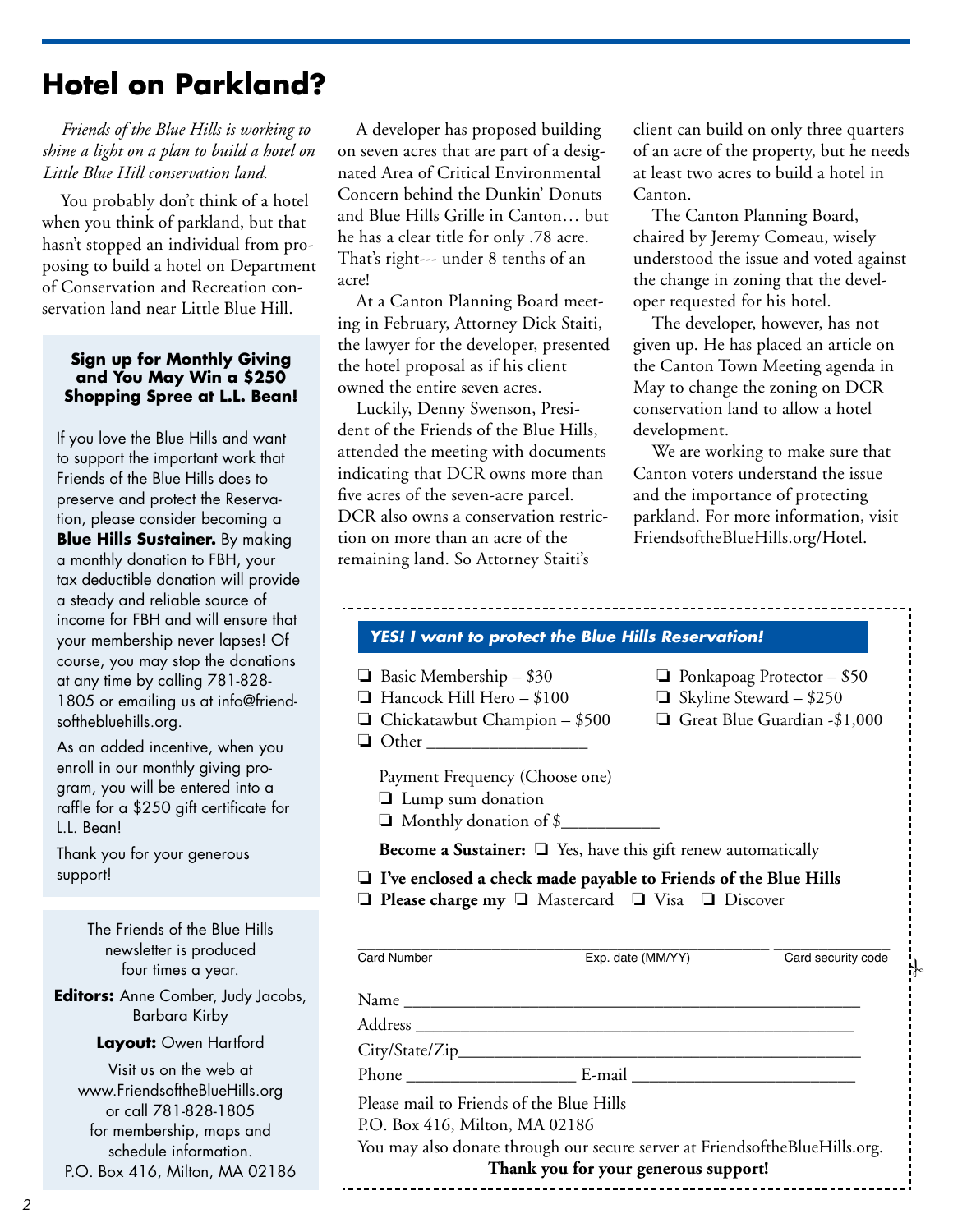# Hotel on Parkland?

*Friends of the Blue Hills is working to shine a light on a plan to build a hotel on Little Blue Hill conservation land.*

You probably don't think of a hotel when you think of parkland, but that hasn't stopped an individual from proposing to build a hotel on Department of Conservation and Recreation conservation land near Little Blue Hill.

A developer has proposed building on seven acres that are part of a designated Area of Critical Environmental Concern behind the Dunkin' Donuts and Blue Hills Grille in Canton… but he has a clear title for only .78 acre. That's right--- under 8 tenths of an acre!

At a Canton Planning Board meeting in February, Attorney Dick Staiti, the lawyer for the developer, presented the hotel proposal as if his client owned the entire seven acres.

Luckily, Denny Swenson, President of the Friends of the Blue Hills, attended the meeting with documents indicating that DCR owns more than five acres of the seven-acre parcel. DCR also owns a conservation restriction on more than an acre of the remaining land. So Attorney Staiti's client can build on only three quarters of an acre of the property, but he needs at least two acres to build a hotel in Canton.

The Canton Planning Board, chaired by Jeremy Comeau, wisely understood the issue and voted against the change in zoning that the developer requested for his hotel.

The developer, however, has not given up. He has placed an article on the Canton Town Meeting agenda in May to change the zoning on DCR conservation land to allow a hotel development.

We are working to make sure that Canton voters understand the issue and the importance of protecting parkland. For more information, visit FriendsoftheBlueHills.org/Hotel.

---

**Sign up for Monthly Giving and You May Win a $250 Shopping Spree at L.L. Bean!**

If you love the Blue Hills and want to support the important work that Friends of the Blue Hills does to preserve and protect the Reservation, please consider becoming a **Blue Hills Sustainer.** By making a monthly donation to FBH, your tax deductible donation will provide a steady and reliable source of income for FBH and will ensure that your membership never lapses! Of course, you may stop the donations at any time by calling 781-828-1805 or emailing us at info@friendsofthebluehills.org.

As an added incentive, when you enroll in our monthly giving program, you will be entered into a raffle for a $250 gift certificate for L.L. Bean!

Thank you for your generous support!

---

The Friends of the Blue Hills newsletter is produced four times a year.

**Editors:** Anne Comber, Judy Jacobs, Barbara Kirby

**Layout:** Owen Hartford

Visit us on the web at www.FriendsoftheBlueHills.org or call 781-828-1805 for membership, maps and schedule information.
P.O. Box 416, Milton, MA 02186

---

***YES! I want to protect the Blue Hills Reservation!***

- ❑ Basic Membership – $30
- ❑ Ponkapoag Protector – $50
- ❑ Hancock Hill Hero – $100
- ❑ Skyline Steward – $250
- ❑ Chickatawbut Champion – $500
- ❑ Great Blue Guardian -$1,000
- ❑ Other ___________________

Payment Frequency (Choose one)

- ❑ Lump sum donation
- ❑ Monthly donation of $___________

**Become a Sustainer:** ❑ Yes, have this gift renew automatically

❑ **I've enclosed a check made payable to Friends of the Blue Hills**

❑ **Please charge my** ❑ Mastercard ❑ Visa ❑ Discover

Card Number ____________ Exp. date (MM/YY) ____________ Card security code ____________

Name ______________________________________________

Address ____________________________________________

City/State/Zip_______________________________________

Phone ___________________ E-mail _________________________

Please mail to Friends of the Blue Hills
P.O. Box 416, Milton, MA 02186
You may also donate through our secure server at FriendsoftheBlueHills.org.

**Thank you for your generous support!**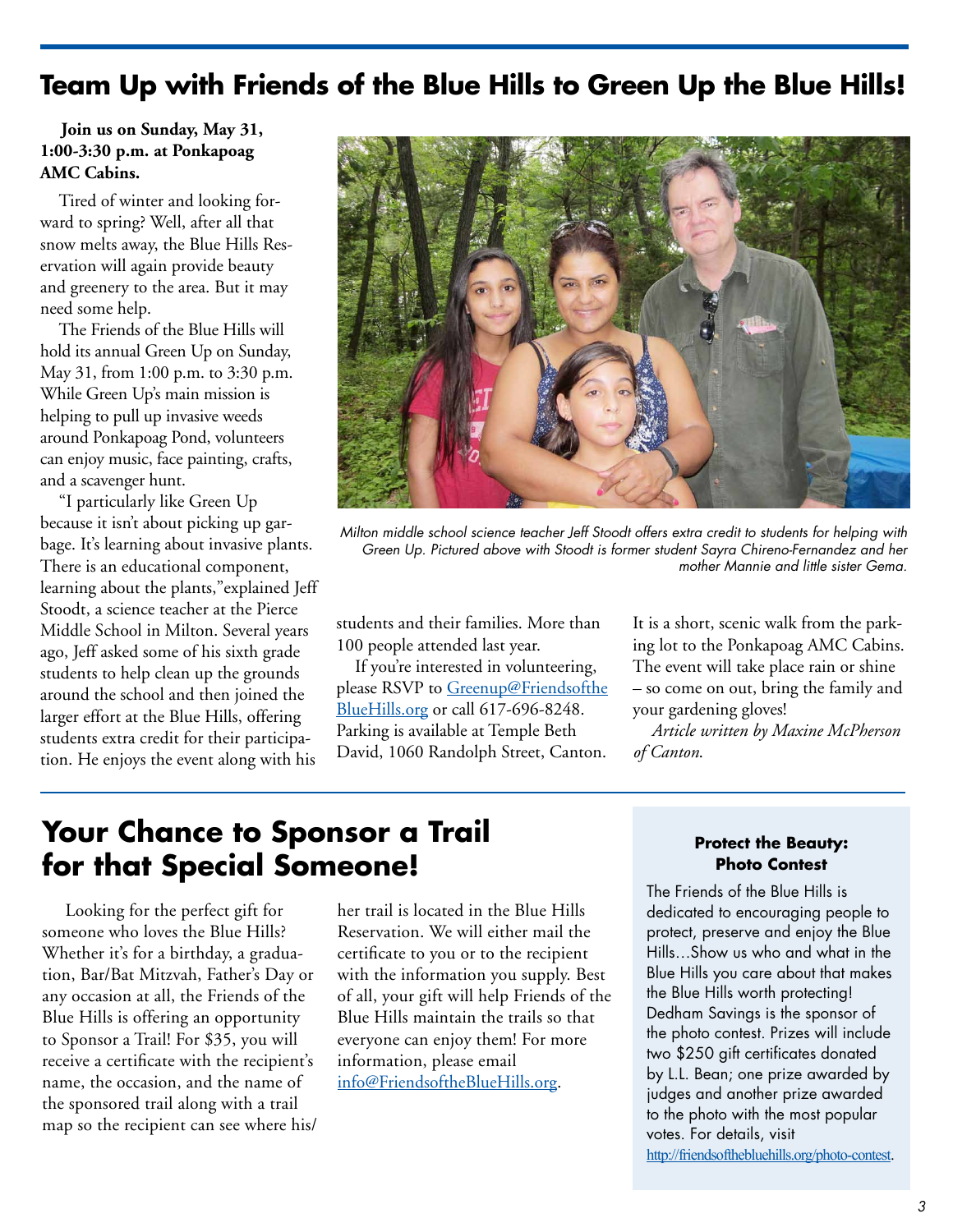## Team Up with Friends of the Blue Hills to Green Up the Blue Hills!

**Join us on Sunday, May 31, 1:00-3:30 p.m. at Ponkapoag AMC Cabins.**

Tired of winter and looking forward to spring? Well, after all that snow melts away, the Blue Hills Reservation will again provide beauty and greenery to the area. But it may need some help.

The Friends of the Blue Hills will hold its annual Green Up on Sunday, May 31, from 1:00 p.m. to 3:30 p.m. While Green Up's main mission is helping to pull up invasive weeds around Ponkapoag Pond, volunteers can enjoy music, face painting, crafts, and a scavenger hunt.

"I particularly like Green Up because it isn't about picking up garbage. It's learning about invasive plants. There is an educational component, learning about the plants,"explained Jeff Stoodt, a science teacher at the Pierce Middle School in Milton. Several years ago, Jeff asked some of his sixth grade students to help clean up the grounds around the school and then joined the larger effort at the Blue Hills, offering students extra credit for their participation. He enjoys the event along with his students and their families. More than 100 people attended last year.

*Milton middle school science teacher Jeff Stoodt offers extra credit to students for helping with Green Up. Pictured above with Stoodt is former student Sayra Chireno-Fernandez and her mother Mannie and little sister Gema.*

If you're interested in volunteering, please RSVP to Greenup@FriendsoftheBlueHills.org or call 617-696-8248. Parking is available at Temple Beth David, 1060 Randolph Street, Canton. It is a short, scenic walk from the parking lot to the Ponkapoag AMC Cabins. The event will take place rain or shine – so come on out, bring the family and your gardening gloves!

*Article written by Maxine McPherson of Canton.*

## Your Chance to Sponsor a Trail for that Special Someone!

Looking for the perfect gift for someone who loves the Blue Hills? Whether it's for a birthday, a graduation, Bar/Bat Mitzvah, Father's Day or any occasion at all, the Friends of the Blue Hills is offering an opportunity to Sponsor a Trail! For $35, you will receive a certificate with the recipient's name, the occasion, and the name of the sponsored trail along with a trail map so the recipient can see where his/her trail is located in the Blue Hills Reservation. We will either mail the certificate to you or to the recipient with the information you supply. Best of all, your gift will help Friends of the Blue Hills maintain the trails so that everyone can enjoy them! For more information, please email info@FriendsoftheBlueHills.org.

### Protect the Beauty: Photo Contest

The Friends of the Blue Hills is dedicated to encouraging people to protect, preserve and enjoy the Blue Hills…Show us who and what in the Blue Hills you care about that makes the Blue Hills worth protecting! Dedham Savings is the sponsor of the photo contest. Prizes will include two $250 gift certificates donated by L.L. Bean; one prize awarded by judges and another prize awarded to the photo with the most popular votes. For details, visit http://friendsofthebluehills.org/photo-contest.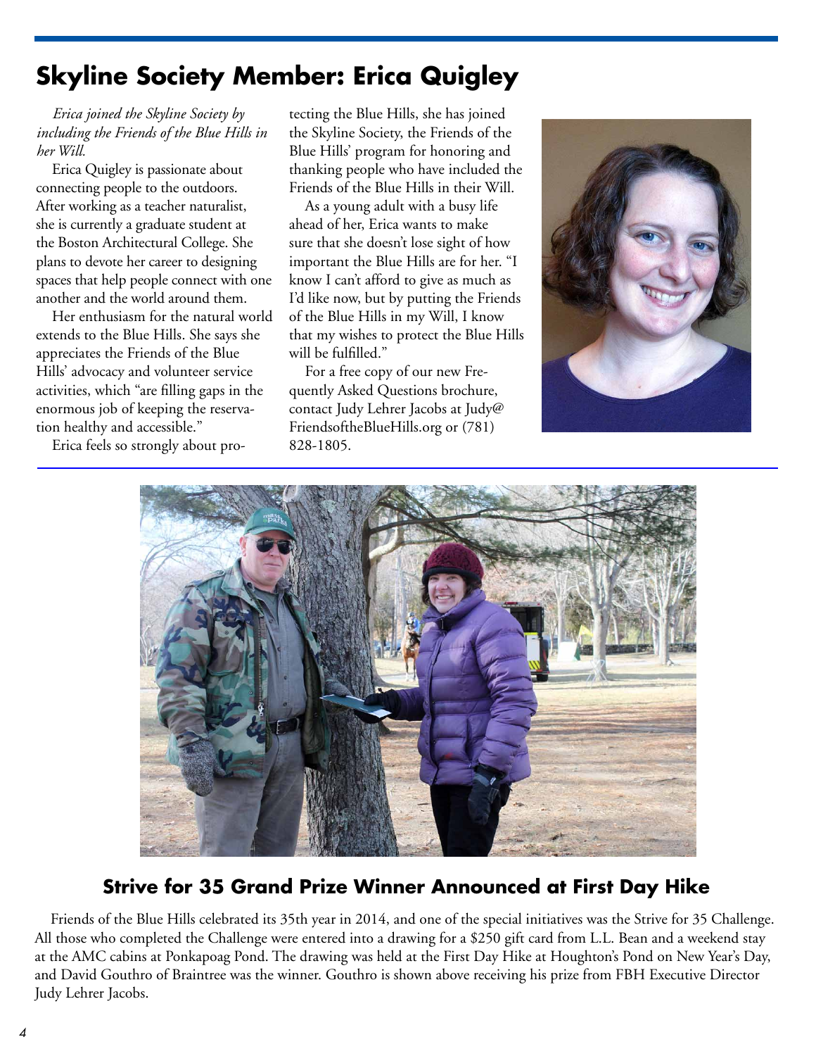## Skyline Society Member: Erica Quigley

*Erica joined the Skyline Society by including the Friends of the Blue Hills in her Will.*

Erica Quigley is passionate about connecting people to the outdoors. After working as a teacher naturalist, she is currently a graduate student at the Boston Architectural College. She plans to devote her career to designing spaces that help people connect with one another and the world around them.

Her enthusiasm for the natural world extends to the Blue Hills. She says she appreciates the Friends of the Blue Hills' advocacy and volunteer service activities, which "are filling gaps in the enormous job of keeping the reservation healthy and accessible."

Erica feels so strongly about protecting the Blue Hills, she has joined the Skyline Society, the Friends of the Blue Hills' program for honoring and thanking people who have included the Friends of the Blue Hills in their Will.

As a young adult with a busy life ahead of her, Erica wants to make sure that she doesn't lose sight of how important the Blue Hills are for her. "I know I can't afford to give as much as I'd like now, but by putting the Friends of the Blue Hills in my Will, I know that my wishes to protect the Blue Hills will be fulfilled."

For a free copy of our new Frequently Asked Questions brochure, contact Judy Lehrer Jacobs at Judy@FriendsoftheBlueHills.org or (781) 828-1805.

## Strive for 35 Grand Prize Winner Announced at First Day Hike

Friends of the Blue Hills celebrated its 35th year in 2014, and one of the special initiatives was the Strive for 35 Challenge. All those who completed the Challenge were entered into a drawing for a $250 gift card from L.L. Bean and a weekend stay at the AMC cabins at Ponkapoag Pond. The drawing was held at the First Day Hike at Houghton's Pond on New Year's Day, and David Gouthro of Braintree was the winner. Gouthro is shown above receiving his prize from FBH Executive Director Judy Lehrer Jacobs.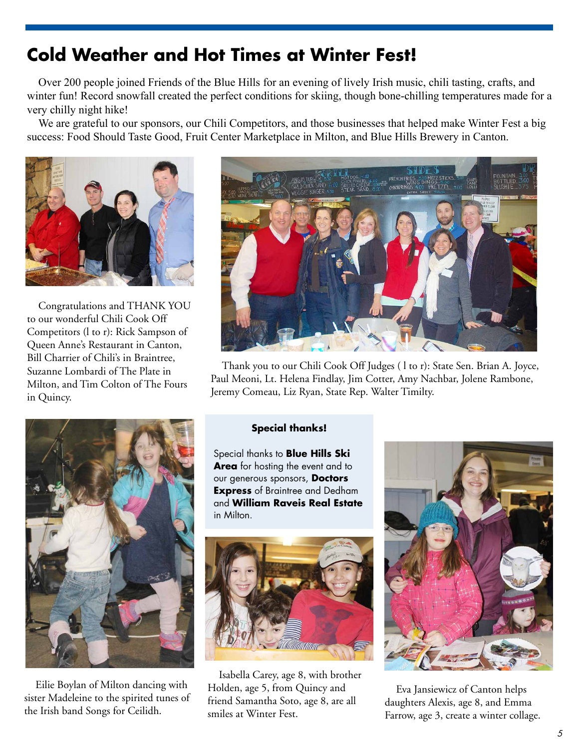# Cold Weather and Hot Times at Winter Fest!

Over 200 people joined Friends of the Blue Hills for an evening of lively Irish music, chili tasting, crafts, and winter fun! Record snowfall created the perfect conditions for skiing, though bone-chilling temperatures made for a very chilly night hike!

We are grateful to our sponsors, our Chili Competitors, and those businesses that helped make Winter Fest a big success: Food Should Taste Good, Fruit Center Marketplace in Milton, and Blue Hills Brewery in Canton.

Congratulations and THANK YOU to our wonderful Chili Cook Off Competitors (l to r): Rick Sampson of Queen Anne's Restaurant in Canton, Bill Charrier of Chili's in Braintree, Suzanne Lombardi of The Plate in Milton, and Tim Colton of The Fours in Quincy.

Thank you to our Chili Cook Off Judges ( l to r): State Sen. Brian A. Joyce, Paul Meoni, Lt. Helena Findlay, Jim Cotter, Amy Nachbar, Jolene Rambone, Jeremy Comeau, Liz Ryan, State Rep. Walter Timilty.

Eilie Boylan of Milton dancing with sister Madeleine to the spirited tunes of the Irish band Songs for Ceilidh.

**Special thanks!**

Special thanks to **Blue Hills Ski Area** for hosting the event and to our generous sponsors, **Doctors Express** of Braintree and Dedham and **William Raveis Real Estate** in Milton.

Isabella Carey, age 8, with brother Holden, age 5, from Quincy and friend Samantha Soto, age 8, are all smiles at Winter Fest.

Eva Jansiewicz of Canton helps daughters Alexis, age 8, and Emma Farrow, age 3, create a winter collage.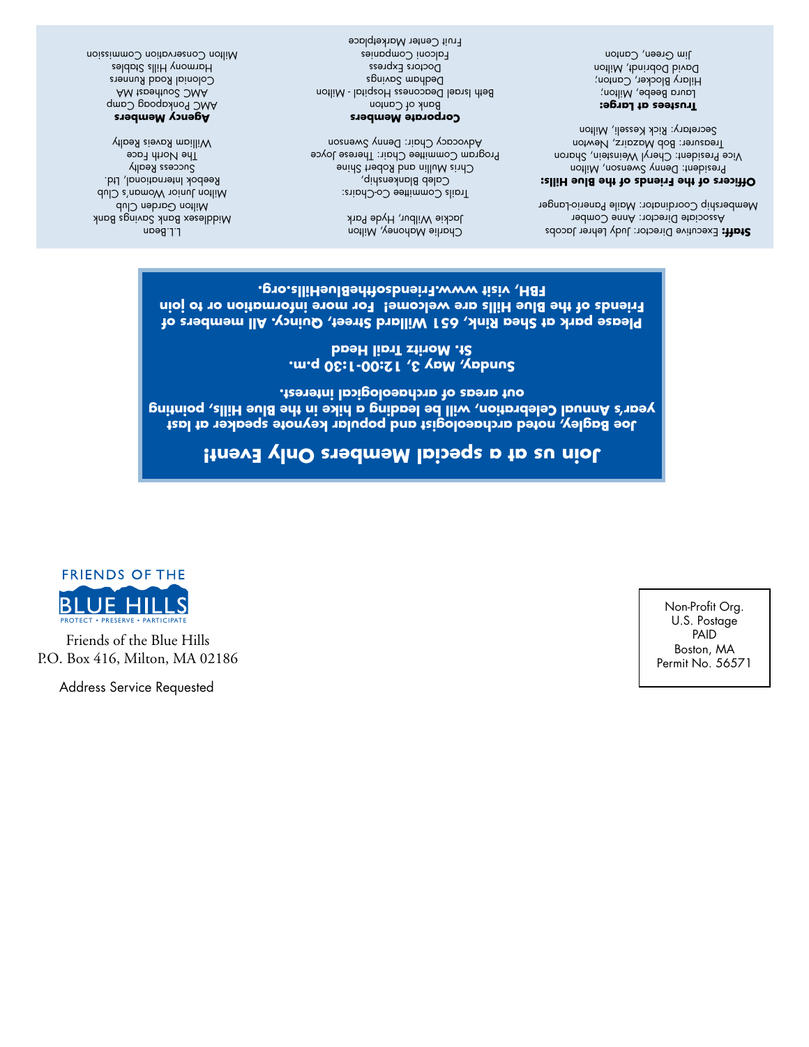**Staff:** Executive Director: Judy Lehrer Jacobs
Associate Director: Anne Comber
Membership Coordinator: Maile Panerio-Langer

**Officers of the Friends of the Blue Hills:**
President: Denny Swenson, Milton
Vice President: Cheryl Weinstein, Sharon
Treasurer: Bob Mazairz, Newton
Secretary: Rick Kesseli, Milton

**Trustees at Large:**
Laura Beebe, Milton;
Hilary Blocker, Canton;
David Dobrindt, Milton
Jim Green, Canton

Charlie Mahoney, Milton
Jackie Wilbur, Hyde Park

Trails Committee Co-Chairs:
Caleb Blankenship,
Chris Mullin and Robert Shine
Program Committee Chair: Therese Joyce
Advocacy Chair: Denny Swenson

**Corporate Members**
Bank of Canton
Beth Israel Deaconess Hospital - Milton
Dedham Savings
Doctors Express
Falconi Companies
Fruit Center Marketplace

L.L.Bean
Middlesex Bank Savings Bank
Milton Garden Club
Milton Junior Woman's Club
Reebok International, Ltd.
Success Realty
The North Face
William Raveis Realty

**Agency Members**
AMC Ponkapoag Camp
AMC Southeast MA
Colonial Road Runners
Harmony Hills Stables
Milton Conservation Commission

## Join us at a special Members Only Event!

**Joe Bagley, noted archaeologist and popular keynote speaker at last year's Annual Celebration, will be leading a hike in the Blue Hills, pointing out areas of archaeological interest.**

**Sunday, May 3, 12:00-1:30 p.m.**
**St. Moritz Trail Head**

**Please park at Shea Rink, 651 Willard Street, Quincy. All members of Friends of the Blue Hills are welcome! For more information or to join FBH, visit www.FriendsoftheBlueHills.org.**

FRIENDS OF THE
BLUE HILLS
PROTECT • PRESERVE • PARTICIPATE

Friends of the Blue Hills
P.O. Box 416, Milton, MA 02186

Address Service Requested

Non-Profit Org.
U.S. Postage
PAID
Boston, MA
Permit No. 56571